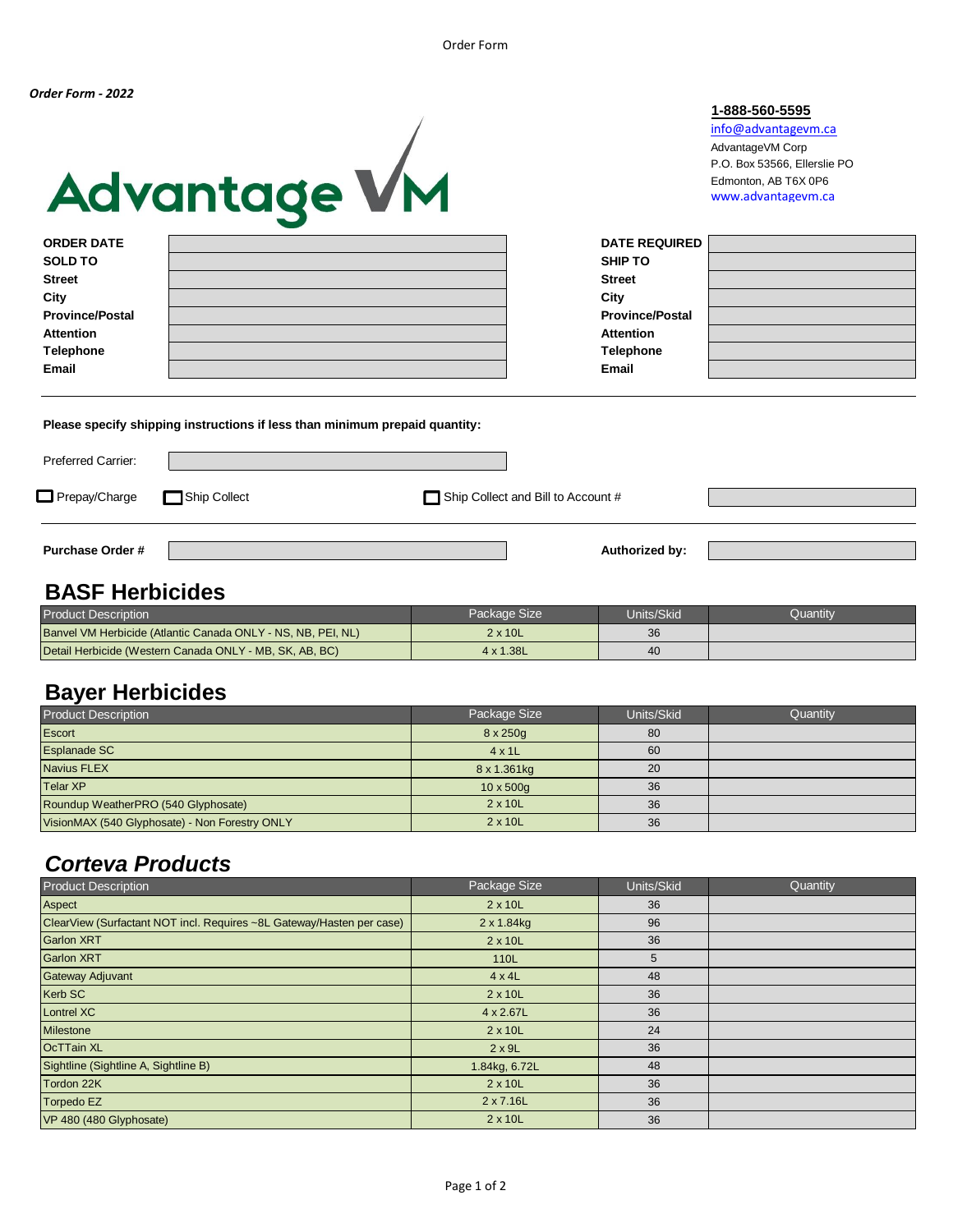*Order Form - 2022*

**1-888-560-5595**
info@advantagevm.ca
AdvantageVM Corp
P.O. Box 53566, Ellerslie PO
Edmonton, AB T6X 0P6
www.advantagevm.ca

Advantage VM

| | | | |
|---|---|---|---|
| **ORDER DATE** | | **DATE REQUIRED** | |
| **SOLD TO** | | **SHIP TO** | |
| **Street** | | **Street** | |
| **City** | | **City** | |
| **Province/Postal** | | **Province/Postal** | |
| **Attention** | | **Attention** | |
| **Telephone** | | **Telephone** | |
| **Email** | | **Email** | |

**Please specify shipping instructions if less than minimum prepaid quantity:**

Preferred Carrier: ____________

☐ Prepay/Charge ☐ Ship Collect ☐ Ship Collect and Bill to Account # ____________

**Purchase Order #** ____________ **Authorized by:** ____________

## BASF Herbicides

| Product Description | Package Size | Units/Skid | Quantity |
|---|---|---|---|
| Banvel VM Herbicide (Atlantic Canada ONLY - NS, NB, PEI, NL) | 2 x 10L | 36 | |
| Detail Herbicide (Western Canada ONLY - MB, SK, AB, BC) | 4 x 1.38L | 40 | |

## Bayer Herbicides

| Product Description | Package Size | Units/Skid | Quantity |
|---|---|---|---|
| Escort | 8 x 250g | 80 | |
| Esplanade SC | 4 x 1L | 60 | |
| Navius FLEX | 8 x 1.361kg | 20 | |
| Telar XP | 10 x 500g | 36 | |
| Roundup WeatherPRO (540 Glyphosate) | 2 x 10L | 36 | |
| VisionMAX (540 Glyphosate) - Non Forestry ONLY | 2 x 10L | 36 | |

## *Corteva Products*

| Product Description | Package Size | Units/Skid | Quantity |
|---|---|---|---|
| Aspect | 2 x 10L | 36 | |
| ClearView (Surfactant NOT incl. Requires ~8L Gateway/Hasten per case) | 2 x 1.84kg | 96 | |
| Garlon XRT | 2 x 10L | 36 | |
| Garlon XRT | 110L | 5 | |
| Gateway Adjuvant | 4 x 4L | 48 | |
| Kerb SC | 2 x 10L | 36 | |
| Lontrel XC | 4 x 2.67L | 36 | |
| Milestone | 2 x 10L | 24 | |
| OcTTain XL | 2 x 9L | 36 | |
| Sightline (Sightline A, Sightline B) | 1.84kg, 6.72L | 48 | |
| Tordon 22K | 2 x 10L | 36 | |
| Torpedo EZ | 2 x 7.16L | 36 | |
| VP 480 (480 Glyphosate) | 2 x 10L | 36 | |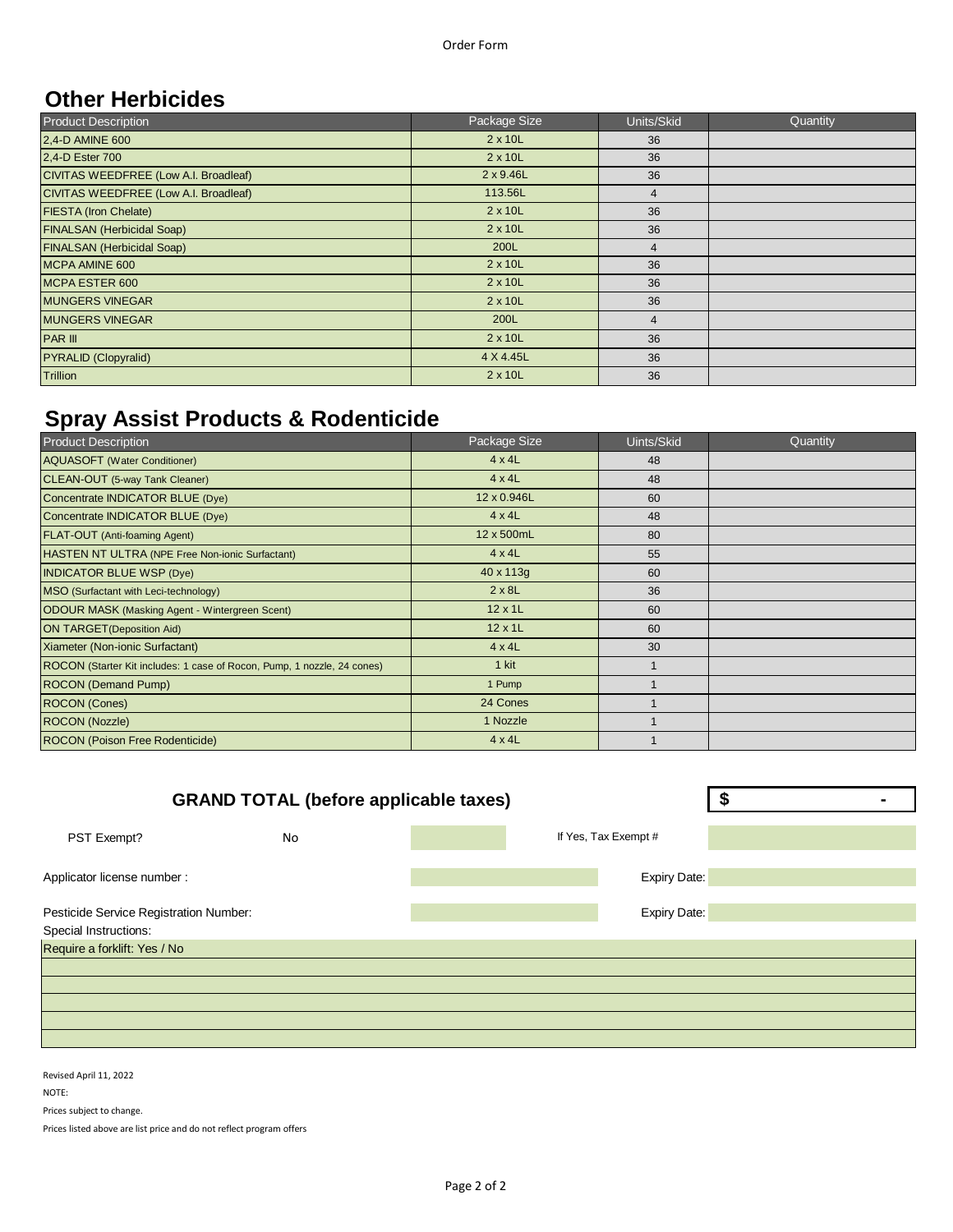## Other Herbicides

| Product Description | Package Size | Units/Skid | Quantity |
|---|---|---|---|
| 2,4-D AMINE 600 | 2 x 10L | 36 | |
| 2,4-D Ester 700 | 2 x 10L | 36 | |
| CIVITAS WEEDFREE (Low A.I. Broadleaf) | 2 x 9.46L | 36 | |
| CIVITAS WEEDFREE (Low A.I. Broadleaf) | 113.56L | 4 | |
| FIESTA (Iron Chelate) | 2 x 10L | 36 | |
| FINALSAN (Herbicidal Soap) | 2 x 10L | 36 | |
| FINALSAN (Herbicidal Soap) | 200L | 4 | |
| MCPA AMINE 600 | 2 x 10L | 36 | |
| MCPA ESTER 600 | 2 x 10L | 36 | |
| MUNGERS VINEGAR | 2 x 10L | 36 | |
| MUNGERS VINEGAR | 200L | 4 | |
| PAR III | 2 x 10L | 36 | |
| PYRALID (Clopyralid) | 4 X 4.45L | 36 | |
| Trillion | 2 x 10L | 36 | |

## Spray Assist Products & Rodenticide

| Product Description | Package Size | Uints/Skid | Quantity |
|---|---|---|---|
| AQUASOFT (Water Conditioner) | 4 x 4L | 48 | |
| CLEAN-OUT (5-way Tank Cleaner) | 4 x 4L | 48 | |
| Concentrate INDICATOR BLUE (Dye) | 12 x 0.946L | 60 | |
| Concentrate INDICATOR BLUE (Dye) | 4 x 4L | 48 | |
| FLAT-OUT (Anti-foaming Agent) | 12 x 500mL | 80 | |
| HASTEN NT ULTRA (NPE Free Non-ionic Surfactant) | 4 x 4L | 55 | |
| INDICATOR BLUE WSP (Dye) | 40 x 113g | 60 | |
| MSO (Surfactant with Leci-technology) | 2 x 8L | 36 | |
| ODOUR MASK (Masking Agent - Wintergreen Scent) | 12 x 1L | 60 | |
| ON TARGET(Deposition Aid) | 12 x 1L | 60 | |
| Xiameter (Non-ionic Surfactant) | 4 x 4L | 30 | |
| ROCON (Starter Kit includes: 1 case of Rocon, Pump, 1 nozzle, 24 cones) | 1 kit | 1 | |
| ROCON (Demand Pump) | 1 Pump | 1 | |
| ROCON (Cones) | 24 Cones | 1 | |
| ROCON (Nozzle) | 1 Nozzle | 1 | |
| ROCON (Poison Free Rodenticide) | 4 x 4L | 1 | |

**GRAND TOTAL (before applicable taxes)** $ -

PST Exempt? No — If Yes, Tax Exempt #

Applicator license number : — Expiry Date:

Pesticide Service Registration Number: — Expiry Date:

Special Instructions:

Require a forklift: Yes / No

Revised April 11, 2022

NOTE:

Prices subject to change.

Prices listed above are list price and do not reflect program offers